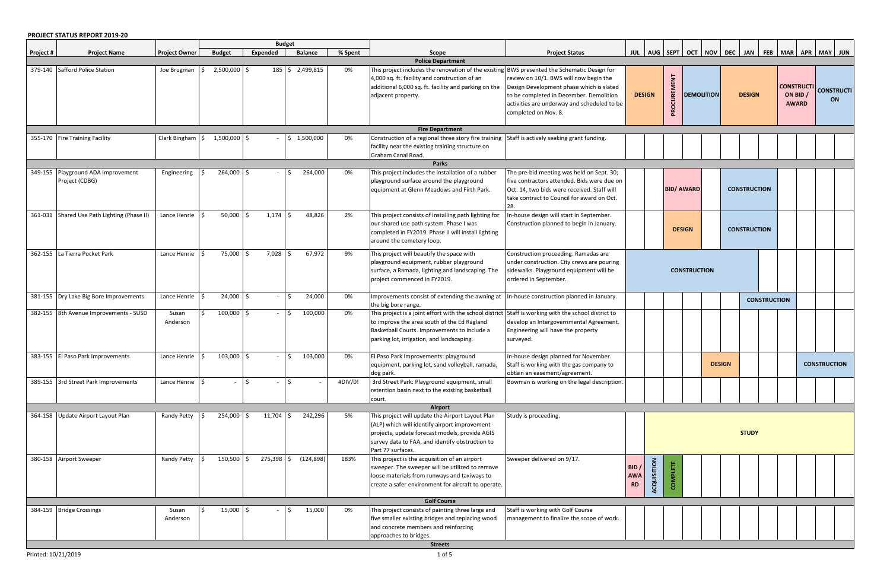## PROJECT STATUS REPORT 2019-20

| Project # | Project Name | Project Owner | Budget | Expended | Balance | % Spent | Scope | Project Status | JUL | AUG | SEPT | OCT | NOV | DEC | JAN | FEB | MAR | APR | MAY | JUN |
|---|---|---|---|---|---|---|---|---|---|---|---|---|---|---|---|---|---|---|---|---|
| | | | **Budget** | | | | | | | | | | | | | | | | | |
| | | | | | | | **Police Department** | | | | | | | | | | | | | |
| 379-140 | Safford Police Station | Joe Brugman | $ 2,500,000 | $ 185 | $ 2,499,815 | 0% | This project includes the renovation of the existing 4,000 sq. ft. facility and construction of an additional 6,000 sq. ft. facility and parking on the adjacent property. | BWS presented the Schematic Design for review on 10/1. BWS will now begin the Design Development phase which is slated to be completed in December. Demolition activities are underway and scheduled to be completed on Nov. 8. | DESIGN | DESIGN | PROCUREMENT | DEMOLITION | DEMOLITION | DESIGN | DESIGN | DESIGN | CONSTRUCTION BID / AWARD | CONSTRUCTION BID / AWARD | CONSTRUCTION | CONSTRUCTION |
| | | | | | | | **Fire Department** | | | | | | | | | | | | | |
| 355-170 | Fire Training Facility | Clark Bingham | $ 1,500,000 | $ - | $ 1,500,000 | 0% | Construction of a regional three story fire training facility near the existing training structure on Graham Canal Road. | Staff is actively seeking grant funding. | | | | | | | | | | | | |
| | | | | | | | **Parks** | | | | | | | | | | | | | |
| 349-155 | Playground ADA Improvement Project (CDBG) | Engineering | $ 264,000 | $ - | $ 264,000 | 0% | This project includes the installation of a rubber playground surface around the playground equipment at Glenn Meadows and Firth Park. | The pre-bid meeting was held on Sept. 30; five contractors attended. Bids were due on Oct. 14, two bids were received. Staff will take contract to Council for award on Oct. 28. | | | BID/ AWARD | BID/ AWARD | | CONSTRUCTION | CONSTRUCTION | CONSTRUCTION | | | | |
| 361-031 | Shared Use Path Lighting (Phase II) | Lance Henrie | $ 50,000 | $ 1,174 | $ 48,826 | 2% | This project consists of installing path lighting for our shared use path system. Phase I was completed in FY2019. Phase II will install lighting around the cemetery loop. | In-house design will start in September. Construction planned to begin in January. | | | DESIGN | DESIGN | | CONSTRUCTION | CONSTRUCTION | CONSTRUCTION | | | | |
| 362-155 | La Tierra Pocket Park | Lance Henrie | $ 75,000 | $ 7,028 | $ 67,972 | 9% | This project will beautify the space with playground equipment, rubber playground surface, a Ramada, lighting and landscaping. The project commenced in FY2019. | Construction proceeding. Ramadas are under construction. City crews are pouring sidewalks. Playground equipment will be ordered in September. | CONSTRUCTION | CONSTRUCTION | CONSTRUCTION | CONSTRUCTION | CONSTRUCTION | CONSTRUCTION | CONSTRUCTION | | | | | |
| 381-155 | Dry Lake Big Bore Improvements | Lance Henrie | $ 24,000 | $ - | $ 24,000 | 0% | Improvements consist of extending the awning at the big bore range. | In-house construction planned in January. | | | | | | | CONSTRUCTION | CONSTRUCTION | | | | |
| 382-155 | 8th Avenue Improvements - SUSD | Susan Anderson | $ 100,000 | $ - | $ 100,000 | 0% | This project is a joint effort with the school district to improve the area south of the Ed Ragland Basketball Courts. Improvements to include a parking lot, irrigation, and landscaping. | Staff is working with the school district to develop an Intergovernmental Agreement. Engineering will have the property surveyed. | | | | | | | | | | | | |
| 383-155 | El Paso Park Improvements | Lance Henrie | $ 103,000 | $ - | $ 103,000 | 0% | El Paso Park Improvements: playground equipment, parking lot, sand volleyball, ramada, dog park. | In-house design planned for November. Staff is working with the gas company to obtain an easement/agreement. | | | | | DESIGN | DESIGN | | | | | CONSTRUCTION | CONSTRUCTION |
| 389-155 | 3rd Street Park Improvements | Lance Henrie | $ - | $ - | $ - | #DIV/0! | 3rd Street Park: Playground equipment, small retention basin next to the existing basketball court. | Bowman is working on the legal description. | | | | | | | | | | | | |
| | | | | | | | **Airport** | | | | | | | | | | | | | |
| 364-158 | Update Airport Layout Plan | Randy Petty | $ 254,000 | $ 11,704 | $ 242,296 | 5% | This project will update the Airport Layout Plan (ALP) which will identify airport improvement projects, update forecast models, provide AGIS survey data to FAA, and identify obstruction to Part 77 surfaces. | Study is proceeding. | | STUDY | STUDY | STUDY | STUDY | STUDY | STUDY | STUDY | STUDY | STUDY | STUDY | STUDY |
| 380-158 | Airport Sweeper | Randy Petty | $ 150,500 | $ 275,398 | $ (124,898) | 183% | This project is the acquisition of an airport sweeper. The sweeper will be utilized to remove loose materials from runways and taxiways to create a safer environment for aircraft to operate. | Sweeper delivered on 9/17. | BID / AWARD | ACQUISITION | COMPLETE | | | | | | | | | |
| | | | | | | | **Golf Course** | | | | | | | | | | | | | |
| 384-159 | Bridge Crossings | Susan Anderson | $ 15,000 | $ - | $ 15,000 | 0% | This project consists of painting three large and five smaller existing bridges and replacing wood and concrete members and reinforcing approaches to bridges. | Staff is working with Golf Course management to finalize the scope of work. | | | | | | | | | | | | |
| | | | | | | | **Streets** | | | | | | | | | | | | | |

Printed: 10/21/2019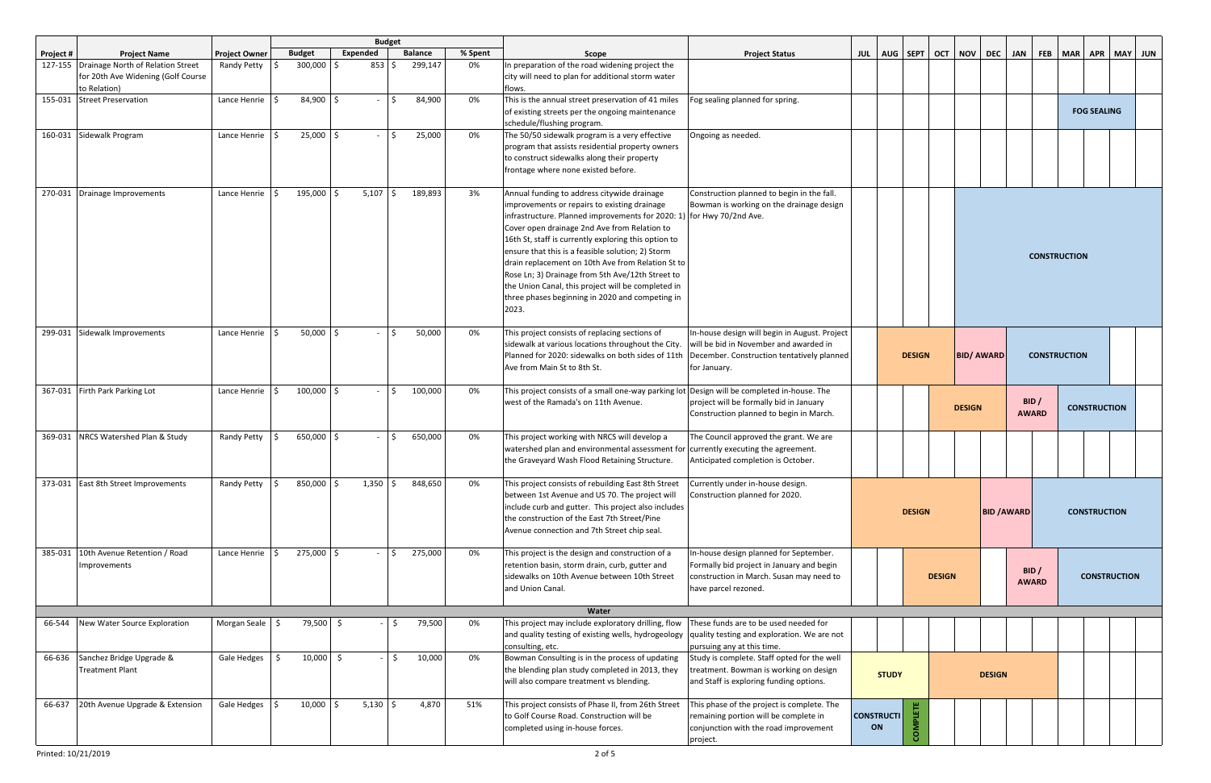| Project # | Project Name | Project Owner | Budget | | | % Spent | Scope | Project Status | JUL | AUG | SEPT | OCT | NOV | DEC | JAN | FEB | MAR | APR | MAY | JUN |
|---|---|---|---|---|---|---|---|---|---|---|---|---|---|---|---|---|---|---|---|---|
| | | | Budget | Expended | Balance | | | | | | | | | | | | | | | |
| 127-155 | Drainage North of Relation Street for 20th Ave Widening (Golf Course to Relation) | Randy Petty | $ 300,000 | $ 853 | $ 299,147 | 0% | In preparation of the road widening project the city will need to plan for additional storm water flows. | | | | | | | | | | | | | |
| 155-031 | Street Preservation | Lance Henrie | $ 84,900 | $ - | $ 84,900 | 0% | This is the annual street preservation of 41 miles of existing streets per the ongoing maintenance schedule/flushing program. | Fog sealing planned for spring. | | | | | | | | | FOG SEALING | FOG SEALING | FOG SEALING | |
| 160-031 | Sidewalk Program | Lance Henrie | $ 25,000 | $ - | $ 25,000 | 0% | The 50/50 sidewalk program is a very effective program that assists residential property owners to construct sidewalks along their property frontage where none existed before. | Ongoing as needed. | | | | | | | | | | | | |
| 270-031 | Drainage Improvements | Lance Henrie | $ 195,000 | $ 5,107 | $ 189,893 | 3% | Annual funding to address citywide drainage improvements or repairs to existing drainage infrastructure. Planned improvements for 2020: 1) Cover open drainage 2nd Ave from Relation to 16th St, staff is currently exploring this option to ensure that this is a feasible solution; 2) Storm drain replacement on 10th Ave from Relation St to Rose Ln; 3) Drainage from 5th Ave/12th Street to the Union Canal, this project will be completed in three phases beginning in 2020 and competing in 2023. | Construction planned to begin in the fall. Bowman is working on the drainage design for Hwy 70/2nd Ave. | | | | | CONSTRUCTION | CONSTRUCTION | CONSTRUCTION | CONSTRUCTION | CONSTRUCTION | CONSTRUCTION | CONSTRUCTION | CONSTRUCTION |
| 299-031 | Sidewalk Improvements | Lance Henrie | $ 50,000 | $ - | $ 50,000 | 0% | This project consists of replacing sections of sidewalk at various locations throughout the City. Planned for 2020: sidewalks on both sides of 11th Ave from Main St to 8th St. | In-house design will begin in August. Project will be bid in November and awarded in December. Construction tentatively planned for January. | | DESIGN | DESIGN | DESIGN | BID/ AWARD | BID/ AWARD | CONSTRUCTION | CONSTRUCTION | CONSTRUCTION | CONSTRUCTION | | |
| 367-031 | Firth Park Parking Lot | Lance Henrie | $ 100,000 | $ - | $ 100,000 | 0% | This project consists of a small one-way parking lot west of the Ramada's on 11th Avenue. | Design will be completed in-house. The project will be formally bid in January Construction planned to begin in March. | | | | DESIGN | DESIGN | DESIGN | BID / AWARD | BID / AWARD | CONSTRUCTION | CONSTRUCTION | | |
| 369-031 | NRCS Watershed Plan & Study | Randy Petty | $ 650,000 | $ - | $ 650,000 | 0% | This project working with NRCS will develop a watershed plan and environmental assessment for the Graveyard Wash Flood Retaining Structure. | The Council approved the grant. We are currently executing the agreement. Anticipated completion is October. | | | | | | | | | | | | |
| 373-031 | East 8th Street Improvements | Randy Petty | $ 850,000 | $ 1,350 | $ 848,650 | 0% | This project consists of rebuilding East 8th Street between 1st Avenue and US 70. The project will include curb and gutter. This project also includes the construction of the East 7th Street/Pine Avenue connection and 7th Street chip seal. | Currently under in-house design. Construction planned for 2020. | DESIGN | DESIGN | DESIGN | DESIGN | DESIGN | BID /AWARD | BID /AWARD | CONSTRUCTION | CONSTRUCTION | CONSTRUCTION | CONSTRUCTION | |
| 385-031 | 10th Avenue Retention / Road Improvements | Lance Henrie | $ 275,000 | $ - | $ 275,000 | 0% | This project is the design and construction of a retention basin, storm drain, curb, gutter and sidewalks on 10th Avenue between 10th Street and Union Canal. | In-house design planned for September. Formally bid project in January and begin construction in March. Susan may need to have parcel rezoned. | | | DESIGN | DESIGN | DESIGN | | BID / AWARD | BID / AWARD | CONSTRUCTION | CONSTRUCTION | CONSTRUCTION | CONSTRUCTION |
| | | | | | | | **Water** | | | | | | | | | | | | | |
| 66-544 | New Water Source Exploration | Morgan Seale | $ 79,500 | $ - | $ 79,500 | 0% | This project may include exploratory drilling, flow and quality testing of existing wells, hydrogeology consulting, etc. | These funds are to be used needed for quality testing and exploration. We are not pursuing any at this time. | | | | | | | | | | | | |
| 66-636 | Sanchez Bridge Upgrade & Treatment Plant | Gale Hedges | $ 10,000 | $ - | $ 10,000 | 0% | Bowman Consulting is in the process of updating the blending plan study completed in 2013, they will also compare treatment vs blending. | Study is complete. Staff opted for the well treatment. Bowman is working on design and Staff is exploring funding options. | STUDY | STUDY | STUDY | DESIGN | DESIGN | DESIGN | DESIGN | DESIGN | | | | |
| 66-637 | 20th Avenue Upgrade & Extension | Gale Hedges | $ 10,000 | $ 5,130 | $ 4,870 | 51% | This project consists of Phase II, from 26th Street to Golf Course Road. Construction will be completed using in-house forces. | This phase of the project is complete. The remaining portion will be complete in conjunction with the road improvement project. | CONSTRUCTION | CONSTRUCTION | COMPLETE | | | | | | | | | |

Printed: 10/21/2019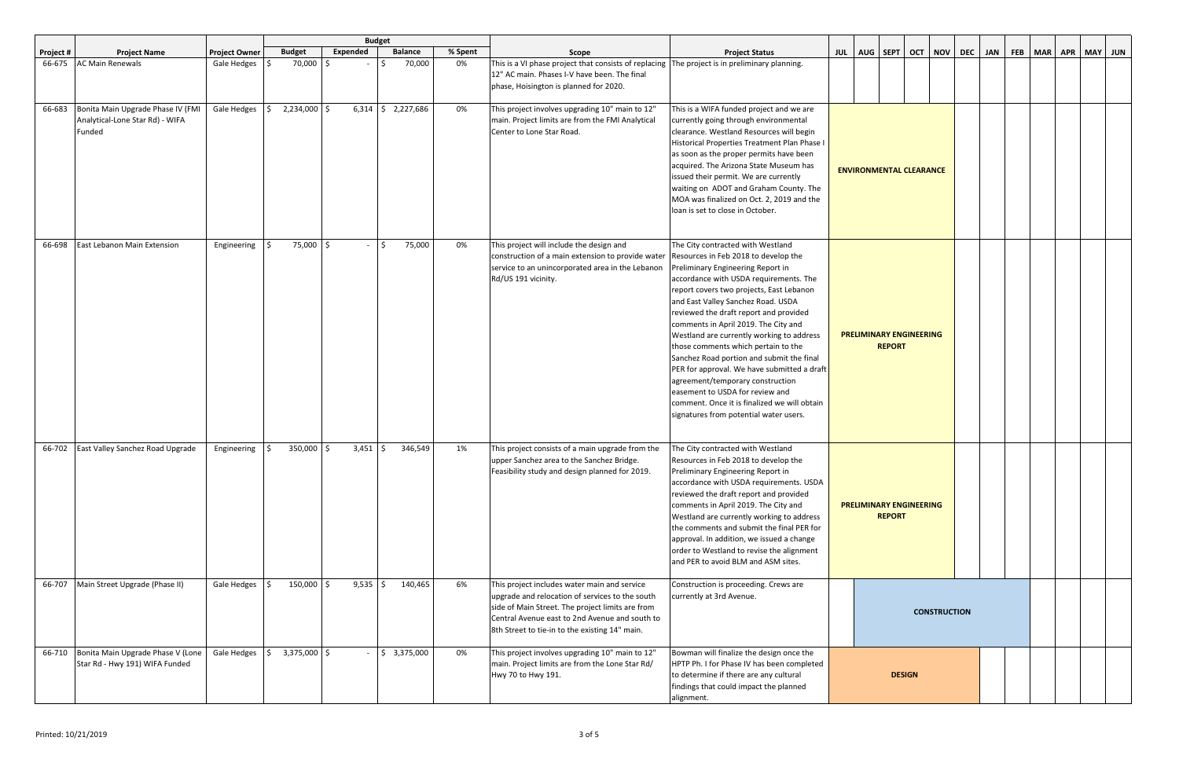| Project # | Project Name | Project Owner | Budget | | | | Scope | Project Status | JUL | AUG | SEPT | OCT | NOV | DEC | JAN | FEB | MAR | APR | MAY | JUN |
|---|---|---|---|---|---|---|---|---|---|---|---|---|---|---|---|---|---|---|---|---|
| | | | Budget | Expended | Balance | % Spent | | | | | | | | | | | | | | |
| 66-675 | AC Main Renewals | Gale Hedges | $ 70,000 | $ - | $ 70,000 | 0% | This is a VI phase project that consists of replacing 12" AC main. Phases I-V have been. The final phase, Hoisington is planned for 2020. | The project is in preliminary planning. | | | | | | | | | | | | |
| 66-683 | Bonita Main Upgrade Phase IV (FMI Analytical-Lone Star Rd) - WIFA Funded | Gale Hedges | $ 2,234,000 | $ 6,314 | $ 2,227,686 | 0% | This project involves upgrading 10" main to 12" main. Project limits are from the FMI Analytical Center to Lone Star Road. | This is a WIFA funded project and we are currently going through environmental clearance. Westland Resources will begin Historical Properties Treatment Plan Phase I as soon as the proper permits have been acquired. The Arizona State Museum has issued their permit. We are currently waiting on ADOT and Graham County. The MOA was finalized on Oct. 2, 2019 and the loan is set to close in October. | **ENVIRONMENTAL CLEARANCE** | | | | | | | | | | | |
| 66-698 | East Lebanon Main Extension | Engineering | $ 75,000 | $ - | $ 75,000 | 0% | This project will include the design and construction of a main extension to provide water service to an unincorporated area in the Lebanon Rd/US 191 vicinity. | The City contracted with Westland Resources in Feb 2018 to develop the Preliminary Engineering Report in accordance with USDA requirements. The report covers two projects, East Lebanon and East Valley Sanchez Road. USDA reviewed the draft report and provided comments in April 2019. The City and Westland are currently working to address those comments which pertain to the Sanchez Road portion and submit the final PER for approval. We have submitted a draft agreement/temporary construction easement to USDA for review and comment. Once it is finalized we will obtain signatures from potential water users. | **PRELIMINARY ENGINEERING REPORT** | | | | | | | | | | | |
| 66-702 | East Valley Sanchez Road Upgrade | Engineering | $ 350,000 | $ 3,451 | $ 346,549 | 1% | This project consists of a main upgrade from the upper Sanchez area to the Sanchez Bridge. Feasibility study and design planned for 2019. | The City contracted with Westland Resources in Feb 2018 to develop the Preliminary Engineering Report in accordance with USDA requirements. USDA reviewed the draft report and provided comments in April 2019. The City and Westland are currently working to address the comments and submit the final PER for approval. In addition, we issued a change order to Westland to revise the alignment and PER to avoid BLM and ASM sites. | **PRELIMINARY ENGINEERING REPORT** | | | | | | | | | | | |
| 66-707 | Main Street Upgrade (Phase II) | Gale Hedges | $ 150,000 | $ 9,535 | $ 140,465 | 6% | This project includes water main and service upgrade and relocation of services to the south side of Main Street. The project limits are from Central Avenue east to 2nd Avenue and south to 8th Street to tie-in to the existing 14" main. | Construction is proceeding. Crews are currently at 3rd Avenue. | | **CONSTRUCTION** | | | | | | | | | | |
| 66-710 | Bonita Main Upgrade Phase V (Lone Star Rd - Hwy 191) WIFA Funded | Gale Hedges | $ 3,375,000 | $ - | $ 3,375,000 | 0% | This project involves upgrading 10" main to 12" main. Project limits are from the Lone Star Rd/ Hwy 70 to Hwy 191. | Bowman will finalize the design once the HPTP Ph. I for Phase IV has been completed to determine if there are any cultural findings that could impact the planned alignment. | **DESIGN** | | | | | | | | | | | |

Printed: 10/21/2019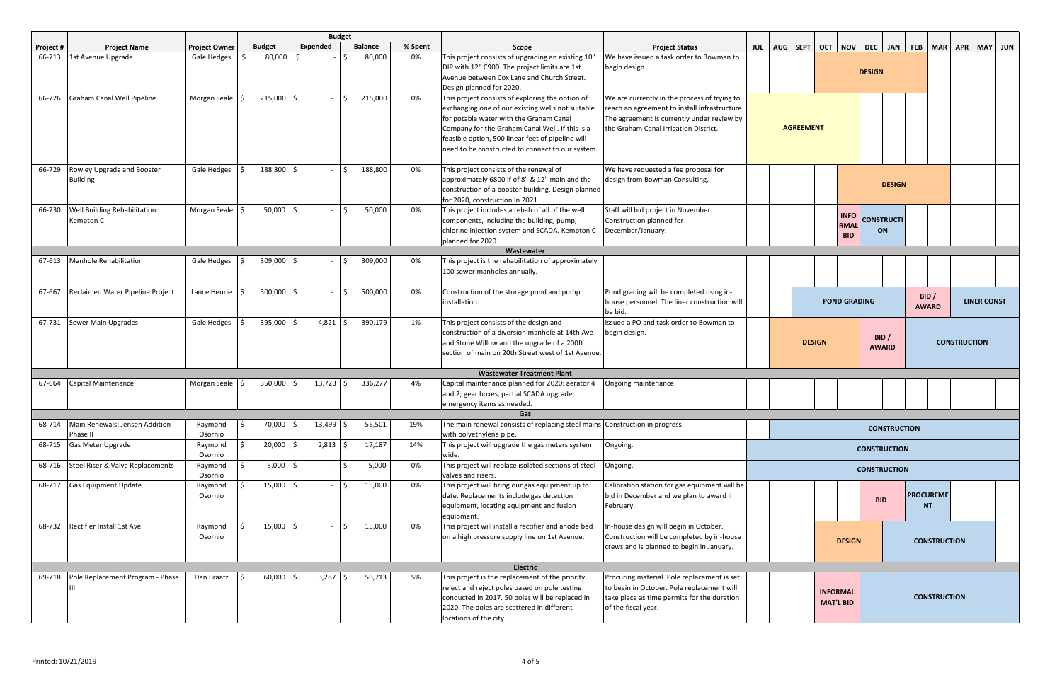| Project # | Project Name | Project Owner | Budget | | | | Scope | Project Status | JUL | AUG | SEPT | OCT | NOV | DEC | JAN | FEB | MAR | APR | MAY | JUN |
|---|---|---|---|---|---|---|---|---|---|---|---|---|---|---|---|---|---|---|---|---|
| | | | Budget | Expended | Balance | % Spent | | | | | | | | | | | | | | |
| 66-713 | 1st Avenue Upgrade | Gale Hedges | $ 80,000 | $ - | $ 80,000 | 0% | This project consists of upgrading an existing 10" DIP with 12" C900. The project limits are 1st Avenue between Cox Lane and Church Street. Design planned for 2020. | We have issued a task order to Bowman to begin design. | | | | | | DESIGN | | | | | | |
| 66-726 | Graham Canal Well Pipeline | Morgan Seale | $ 215,000 | $ - | $ 215,000 | 0% | This project consists of exploring the option of exchanging one of our existing wells not suitable for potable water with the Graham Canal Company for the Graham Canal Well. If this is a feasible option, 500 linear feet of pipeline will need to be constructed to connect to our system. | We are currently in the process of trying to reach an agreement to install infrastructure. The agreement is currently under review by the Graham Canal Irrigation District. | | | AGREEMENT | | | | | | | | | |
| 66-729 | Rowley Upgrade and Booster Building | Gale Hedges | $ 188,800 | $ - | $ 188,800 | 0% | This project consists of the renewal of approximately 6800 lf of 8" & 12" main and the construction of a booster building. Design planned for 2020, construction in 2021. | We have requested a fee proposal for design from Bowman Consulting. | | | | | | | DESIGN | | | | | |
| 66-730 | Well Building Rehabilitation: Kempton C | Morgan Seale | $ 50,000 | $ - | $ 50,000 | 0% | This project includes a rehab of all of the well components, including the building, pump, chlorine injection system and SCADA. Kempton C planned for 2020. | Staff will bid project in November. Construction planned for December/January. | | | | | INFORMAL BID | CONSTRUCTION | | | | | | |
| | | | | | | | **Wastewater** | | | | | | | | | | | | | |
| 67-613 | Manhole Rehabilitation | Gale Hedges | $ 309,000 | $ - | $ 309,000 | 0% | This project is the rehabilitation of approximately 100 sewer manholes annually. | | | | | | | | | | | | | |
| 67-667 | Reclaimed Water Pipeline Project | Lance Henrie | $ 500,000 | $ - | $ 500,000 | 0% | Construction of the storage pond and pump installation. | Pond grading will be completed using in-house personnel. The liner construction will be bid. | | | | | POND GRADING | | | BID / AWARD | | LINER CONST | | |
| 67-731 | Sewer Main Upgrades | Gale Hedges | $ 395,000 | $ 4,821 | $ 390,179 | 1% | This project consists of the design and construction of a diversion manhole at 14th Ave and Stone Willow and the upgrade of a 200ft section of main on 20th Street west of 1st Avenue. | Issued a PO and task order to Bowman to begin design. | | | | DESIGN | | BID / AWARD | | | | CONSTRUCTION | | |
| | | | | | | | **Wastewater Treatment Plant** | | | | | | | | | | | | | |
| 67-664 | Capital Maintenance | Morgan Seale | $ 350,000 | $ 13,723 | $ 336,277 | 4% | Capital maintenance planned for 2020: aerator 4 and 2; gear boxes, partial SCADA upgrade; emergency items as needed. | Ongoing maintenance. | | | | | | | | | | | | |
| | | | | | | | **Gas** | | | | | | | | | | | | | |
| 68-714 | Main Renewals: Jensen Addition Phase II | Raymond Osorio | $ 70,000 | $ 13,499 | $ 56,501 | 19% | The main renewal consists of replacing steel mains with polyethylene pipe. | Construction in progress. | | | | | | | CONSTRUCTION | | | | | |
| 68-715 | Gas Meter Upgrade | Raymond Osorio | $ 20,000 | $ 2,813 | $ 17,187 | 14% | This project will upgrade the gas meters system wide. | Ongoing. | | | | | | CONSTRUCTION | | | | | | |
| 68-716 | Steel Riser & Valve Replacements | Raymond Osorio | $ 5,000 | $ - | $ 5,000 | 0% | This project will replace isolated sections of steel valves and risers. | Ongoing. | | | | | | CONSTRUCTION | | | | | | |
| 68-717 | Gas Equipment Update | Raymond Osorio | $ 15,000 | $ - | $ 15,000 | 0% | This project will bring our gas equipment up to date. Replacements include gas detection equipment, locating equipment and fusion equipment. | Calibration station for gas equipment will be bid in December and we plan to award in February. | | | | | | BID | | PROCUREMENT | | | | |
| 68-732 | Rectifier Install 1st Ave | Raymond Osorio | $ 15,000 | $ - | $ 15,000 | 0% | This project will install a rectifier and anode bed on a high pressure supply line on 1st Avenue. | In-house design will begin in October. Construction will be completed by in-house crews and is planned to begin in January. | | | | | DESIGN | | | | CONSTRUCTION | | | |
| | | | | | | | **Electric** | | | | | | | | | | | | | |
| 69-718 | Pole Replacement Program - Phase III | Dan Braatz | $ 60,000 | $ 3,287 | $ 56,713 | 5% | This project is the replacement of the priority reject and reject poles based on pole testing conducted in 2017. 50 poles will be replaced in 2020. The poles are scattered in different locations of the city. | Procuring material. Pole replacement is set to begin in October. Pole replacement will take place as time permits for the duration of the fiscal year. | | | | | INFORMAL MAT'L BID | | | | CONSTRUCTION | | | |

Printed: 10/21/2019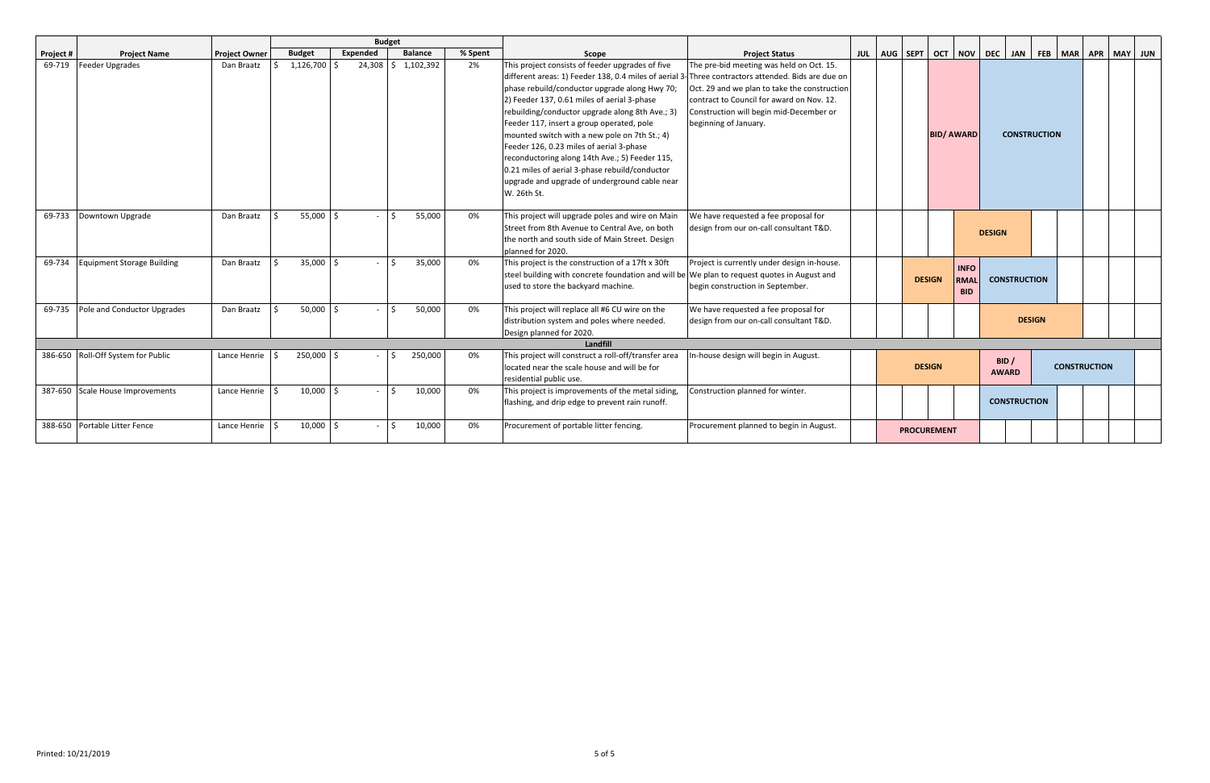| Project # | Project Name | Project Owner | Budget | | | | Scope | Project Status | JUL | AUG | SEPT | OCT | NOV | DEC | JAN | FEB | MAR | APR | MAY | JUN |
|---|---|---|---|---|---|---|---|---|---|---|---|---|---|---|---|---|---|---|---|---|
| | | | Budget | Expended | Balance | % Spent | | | | | | | | | | | | | | |
| 69-719 | Feeder Upgrades | Dan Braatz | $ 1,126,700 | $ 24,308 | $ 1,102,392 | 2% | This project consists of feeder upgrades of five different areas: 1) Feeder 138, 0.4 miles of aerial 3-phase rebuild/conductor upgrade along Hwy 70; 2) Feeder 137, 0.61 miles of aerial 3-phase rebuilding/conductor upgrade along 8th Ave.; 3) Feeder 117, insert a group operated, pole mounted switch with a new pole on 7th St.; 4) Feeder 126, 0.23 miles of aerial 3-phase reconductoring along 14th Ave.; 5) Feeder 115, 0.21 miles of aerial 3-phase rebuild/conductor upgrade and upgrade of underground cable near W. 26th St. | The pre-bid meeting was held on Oct. 15. Three contractors attended. Bids are due on Oct. 29 and we plan to take the construction contract to Council for award on Nov. 12. Construction will begin mid-December or beginning of January. | | | | BID/ AWARD | BID/ AWARD | CONSTRUCTION | CONSTRUCTION | CONSTRUCTION | CONSTRUCTION | | | |
| 69-733 | Downtown Upgrade | Dan Braatz | $ 55,000 | $ - | $ 55,000 | 0% | This project will upgrade poles and wire on Main Street from 8th Avenue to Central Ave, on both the north and south side of Main Street. Design planned for 2020. | We have requested a fee proposal for design from our on-call consultant T&D. | | | | | DESIGN | DESIGN | DESIGN | | | | | |
| 69-734 | Equipment Storage Building | Dan Braatz | $ 35,000 | $ - | $ 35,000 | 0% | This project is the construction of a 17ft x 30ft steel building with concrete foundation and will be used to store the backyard machine. | Project is currently under design in-house. We plan to request quotes in August and begin construction in September. | | | DESIGN | DESIGN | INFORMAL BID | CONSTRUCTION | CONSTRUCTION | CONSTRUCTION | | | | |
| 69-735 | Pole and Conductor Upgrades | Dan Braatz | $ 50,000 | $ - | $ 50,000 | 0% | This project will replace all #6 CU wire on the distribution system and poles where needed. Design planned for 2020. | We have requested a fee proposal for design from our on-call consultant T&D. | | | | | | DESIGN | DESIGN | DESIGN | DESIGN | | | |
| | | | | | | | **Landfill** | | | | | | | | | | | | | |
| 386-650 | Roll-Off System for Public | Lance Henrie | $ 250,000 | $ - | $ 250,000 | 0% | This project will construct a roll-off/transfer area located near the scale house and will be for residential public use. | In-house design will begin in August. | | DESIGN | DESIGN | DESIGN | DESIGN | BID / AWARD | BID / AWARD | CONSTRUCTION | CONSTRUCTION | CONSTRUCTION | CONSTRUCTION | |
| 387-650 | Scale House Improvements | Lance Henrie | $ 10,000 | $ - | $ 10,000 | 0% | This project is improvements of the metal siding, flashing, and drip edge to prevent rain runoff. | Construction planned for winter. | | | | | | CONSTRUCTION | CONSTRUCTION | CONSTRUCTION | | | | |
| 388-650 | Portable Litter Fence | Lance Henrie | $ 10,000 | $ - | $ 10,000 | 0% | Procurement of portable litter fencing. | Procurement planned to begin in August. | | PROCUREMENT | PROCUREMENT | PROCUREMENT | PROCUREMENT | | | | | | | |

Printed: 10/21/2019